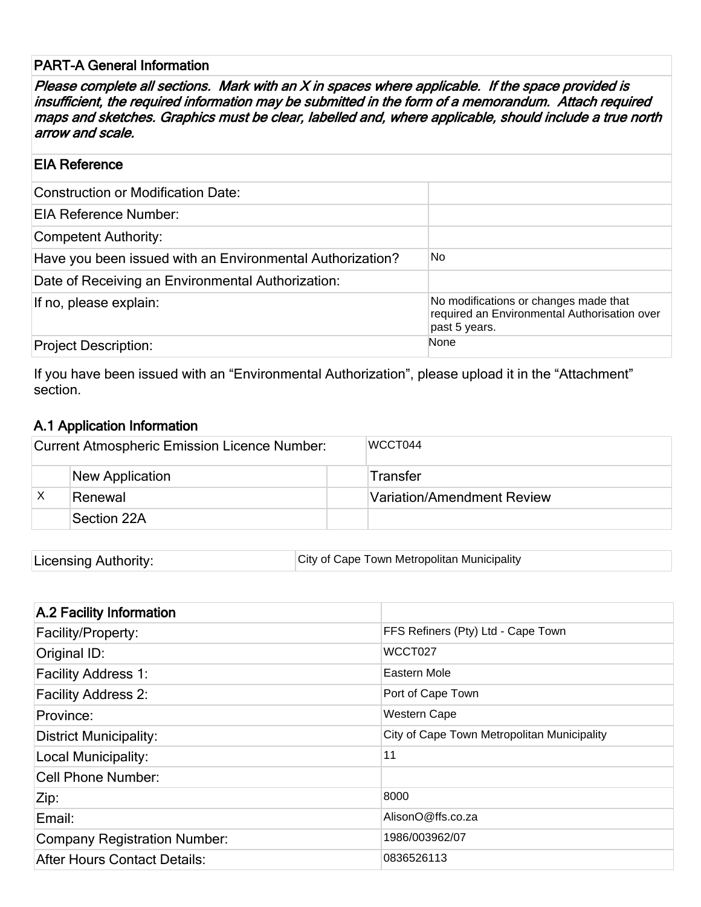## PART-A General Information

*Please complete all sections. Mark with an X in spaces where applicable. If the space provided is insufficient, the required information may be submitted in the form of a memorandum. Attach required maps and sketches. Graphics must be clear, labelled and, where applicable, should include a true north arrow and scale.*

### EIA Reference

| | |
|---|---|
| Construction or Modification Date: | |
| EIA Reference Number: | |
| Competent Authority: | |
| Have you been issued with an Environmental Authorization? | No |
| Date of Receiving an Environmental Authorization: | |
| If no, please explain: | No modifications or changes made that required an Environmental Authorisation over past 5 years. |
| Project Description: | None |

If you have been issued with an "Environmental Authorization", please upload it in the "Attachment" section.

### A.1 Application Information

| Current Atmospheric Emission Licence Number: | | | WCCT044 |
|---|---|---|---|
| | New Application | | Transfer |
| X | Renewal | | Variation/Amendment Review |
| | Section 22A | | |

| | |
|---|---|
| Licensing Authority: | City of Cape Town Metropolitan Municipality |

| A.2 Facility Information | |
|---|---|
| Facility/Property: | FFS Refiners (Pty) Ltd - Cape Town |
| Original ID: | WCCT027 |
| Facility Address 1: | Eastern Mole |
| Facility Address 2: | Port of Cape Town |
| Province: | Western Cape |
| District Municipality: | City of Cape Town Metropolitan Municipality |
| Local Municipality: | 11 |
| Cell Phone Number: | |
| Zip: | 8000 |
| Email: | AlisonO@ffs.co.za |
| Company Registration Number: | 1986/003962/07 |
| After Hours Contact Details: | 0836526113 |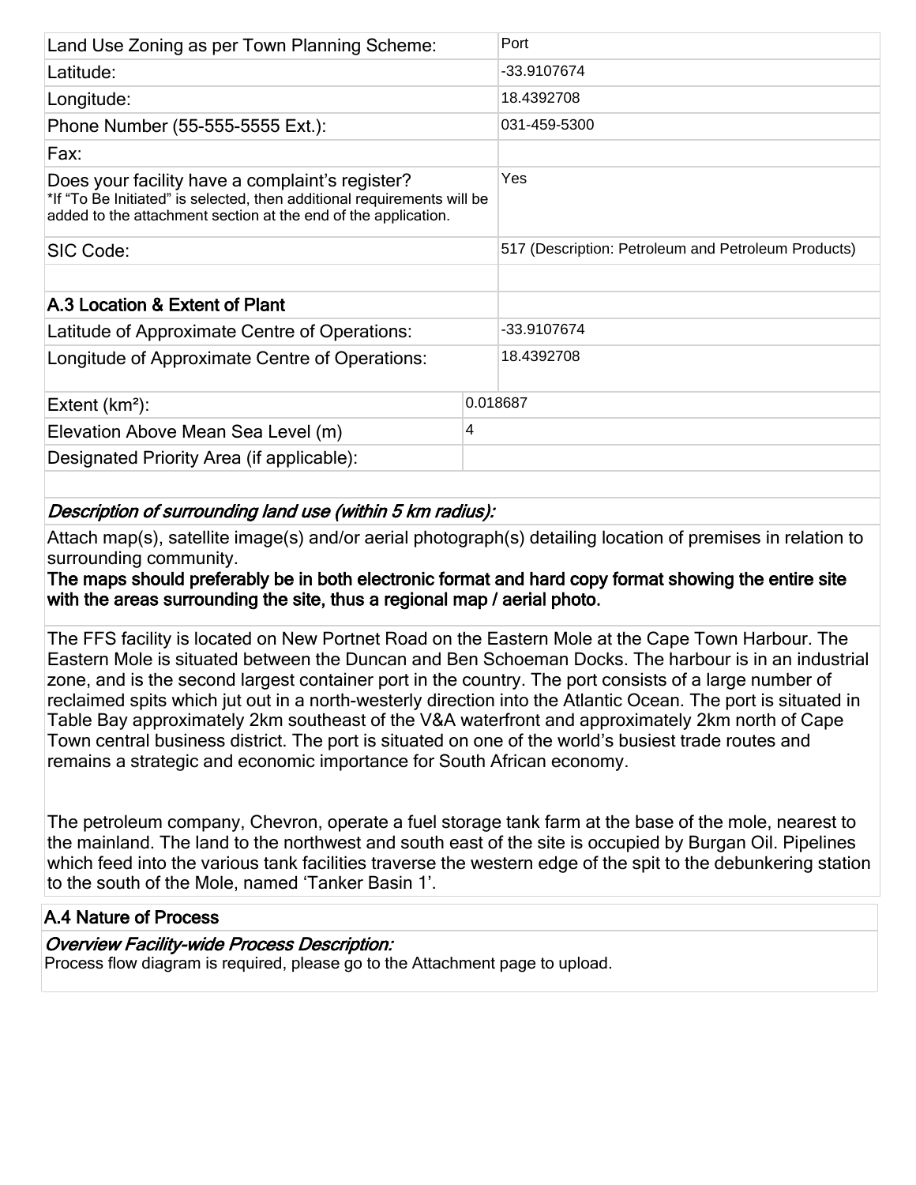| | |
|---|---|
| Land Use Zoning as per Town Planning Scheme: | Port |
| Latitude: | -33.9107674 |
| Longitude: | 18.4392708 |
| Phone Number (55-555-5555 Ext.): | 031-459-5300 |
| Fax: | |
| Does your facility have a complaint's register?<br>*If "To Be Initiated" is selected, then additional requirements will be added to the attachment section at the end of the application. | Yes |
| SIC Code: | 517 (Description: Petroleum and Petroleum Products) |
| | |
| **A.3 Location & Extent of Plant** | |
| Latitude of Approximate Centre of Operations: | -33.9107674 |
| Longitude of Approximate Centre of Operations: | 18.4392708 |
| Extent (km²): | 0.018687 |
| Elevation Above Mean Sea Level (m) | 4 |
| Designated Priority Area (if applicable): | |

*Description of surrounding land use (within 5 km radius):*

Attach map(s), satellite image(s) and/or aerial photograph(s) detailing location of premises in relation to surrounding community.

**The maps should preferably be in both electronic format and hard copy format showing the entire site with the areas surrounding the site, thus a regional map / aerial photo.**

The FFS facility is located on New Portnet Road on the Eastern Mole at the Cape Town Harbour. The Eastern Mole is situated between the Duncan and Ben Schoeman Docks. The harbour is in an industrial zone, and is the second largest container port in the country. The port consists of a large number of reclaimed spits which jut out in a north-westerly direction into the Atlantic Ocean. The port is situated in Table Bay approximately 2km southeast of the V&A waterfront and approximately 2km north of Cape Town central business district. The port is situated on one of the world's busiest trade routes and remains a strategic and economic importance for South African economy.

The petroleum company, Chevron, operate a fuel storage tank farm at the base of the mole, nearest to the mainland. The land to the northwest and south east of the site is occupied by Burgan Oil. Pipelines which feed into the various tank facilities traverse the western edge of the spit to the debunkering station to the south of the Mole, named 'Tanker Basin 1'.

**A.4 Nature of Process**

*Overview Facility-wide Process Description:*

Process flow diagram is required, please go to the Attachment page to upload.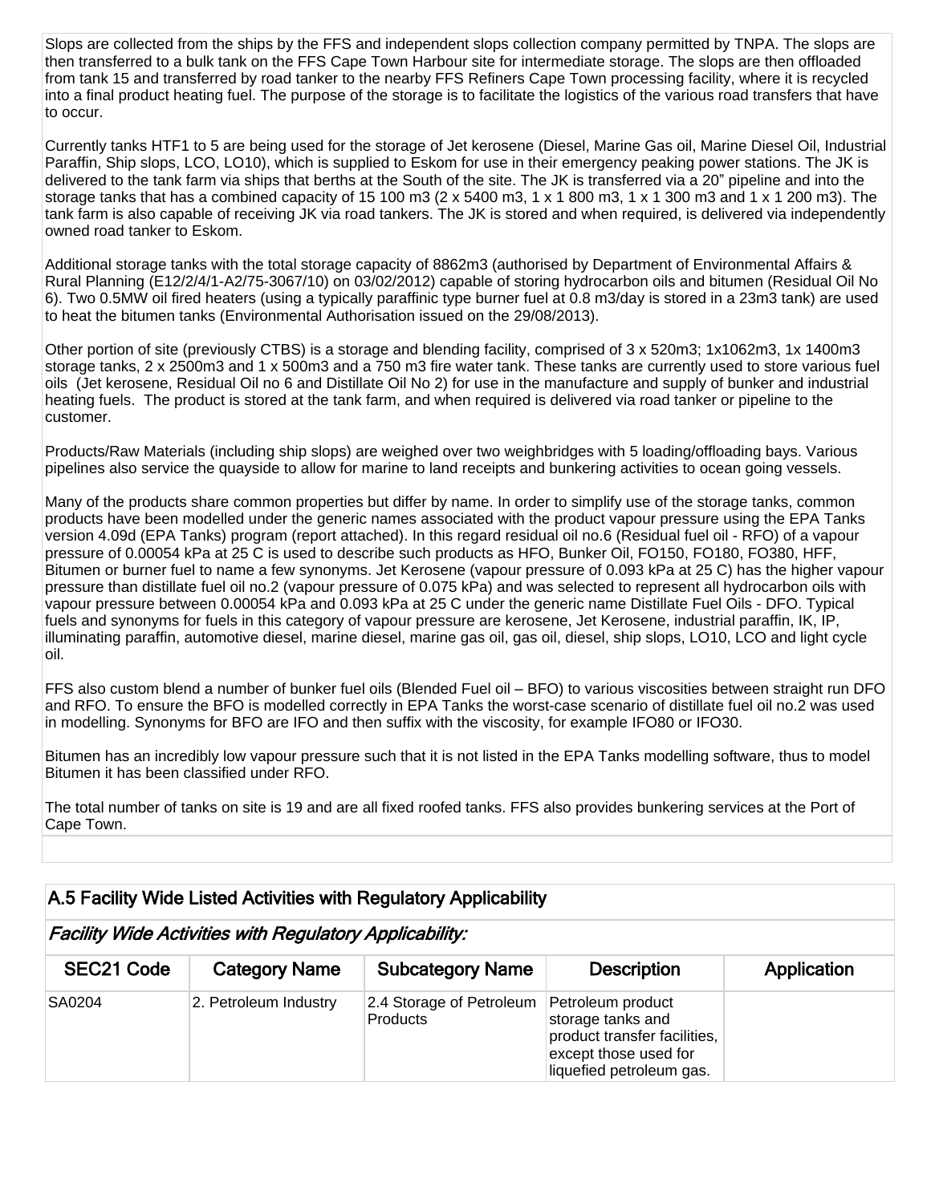Slops are collected from the ships by the FFS and independent slops collection company permitted by TNPA. The slops are then transferred to a bulk tank on the FFS Cape Town Harbour site for intermediate storage. The slops are then offloaded from tank 15 and transferred by road tanker to the nearby FFS Refiners Cape Town processing facility, where it is recycled into a final product heating fuel. The purpose of the storage is to facilitate the logistics of the various road transfers that have to occur.

Currently tanks HTF1 to 5 are being used for the storage of Jet kerosene (Diesel, Marine Gas oil, Marine Diesel Oil, Industrial Paraffin, Ship slops, LCO, LO10), which is supplied to Eskom for use in their emergency peaking power stations. The JK is delivered to the tank farm via ships that berths at the South of the site. The JK is transferred via a 20" pipeline and into the storage tanks that has a combined capacity of 15 100 m3 (2 x 5400 m3, 1 x 1 800 m3, 1 x 1 300 m3 and 1 x 1 200 m3). The tank farm is also capable of receiving JK via road tankers. The JK is stored and when required, is delivered via independently owned road tanker to Eskom.

Additional storage tanks with the total storage capacity of 8862m3 (authorised by Department of Environmental Affairs & Rural Planning (E12/2/4/1-A2/75-3067/10) on 03/02/2012) capable of storing hydrocarbon oils and bitumen (Residual Oil No 6). Two 0.5MW oil fired heaters (using a typically paraffinic type burner fuel at 0.8 m3/day is stored in a 23m3 tank) are used to heat the bitumen tanks (Environmental Authorisation issued on the 29/08/2013).

Other portion of site (previously CTBS) is a storage and blending facility, comprised of 3 x 520m3; 1x1062m3, 1x 1400m3 storage tanks, 2 x 2500m3 and 1 x 500m3 and a 750 m3 fire water tank. These tanks are currently used to store various fuel oils (Jet kerosene, Residual Oil no 6 and Distillate Oil No 2) for use in the manufacture and supply of bunker and industrial heating fuels. The product is stored at the tank farm, and when required is delivered via road tanker or pipeline to the customer.

Products/Raw Materials (including ship slops) are weighed over two weighbridges with 5 loading/offloading bays. Various pipelines also service the quayside to allow for marine to land receipts and bunkering activities to ocean going vessels.

Many of the products share common properties but differ by name. In order to simplify use of the storage tanks, common products have been modelled under the generic names associated with the product vapour pressure using the EPA Tanks version 4.09d (EPA Tanks) program (report attached). In this regard residual oil no.6 (Residual fuel oil - RFO) of a vapour pressure of 0.00054 kPa at 25 C is used to describe such products as HFO, Bunker Oil, FO150, FO180, FO380, HFF, Bitumen or burner fuel to name a few synonyms. Jet Kerosene (vapour pressure of 0.093 kPa at 25 C) has the higher vapour pressure than distillate fuel oil no.2 (vapour pressure of 0.075 kPa) and was selected to represent all hydrocarbon oils with vapour pressure between 0.00054 kPa and 0.093 kPa at 25 C under the generic name Distillate Fuel Oils - DFO. Typical fuels and synonyms for fuels in this category of vapour pressure are kerosene, Jet Kerosene, industrial paraffin, IK, IP, illuminating paraffin, automotive diesel, marine diesel, marine gas oil, gas oil, diesel, ship slops, LO10, LCO and light cycle oil.

FFS also custom blend a number of bunker fuel oils (Blended Fuel oil – BFO) to various viscosities between straight run DFO and RFO. To ensure the BFO is modelled correctly in EPA Tanks the worst-case scenario of distillate fuel oil no.2 was used in modelling. Synonyms for BFO are IFO and then suffix with the viscosity, for example IFO80 or IFO30.

Bitumen has an incredibly low vapour pressure such that it is not listed in the EPA Tanks modelling software, thus to model Bitumen it has been classified under RFO.

The total number of tanks on site is 19 and are all fixed roofed tanks. FFS also provides bunkering services at the Port of Cape Town.

## A.5 Facility Wide Listed Activities with Regulatory Applicability

### *Facility Wide Activities with Regulatory Applicability:*

| SEC21 Code | Category Name | Subcategory Name | Description | Application |
|---|---|---|---|---|
| SA0204 | 2. Petroleum Industry | 2.4 Storage of Petroleum Products | Petroleum product storage tanks and product transfer facilities, except those used for liquefied petroleum gas. | |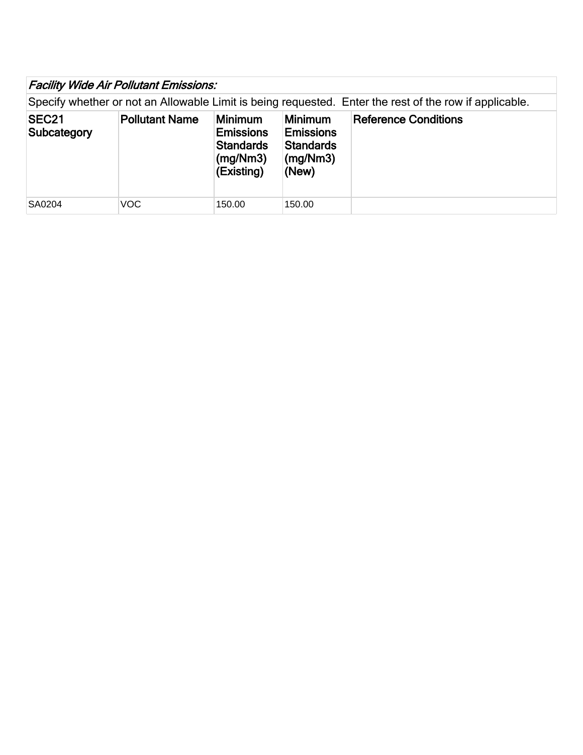*Facility Wide Air Pollutant Emissions:*

Specify whether or not an Allowable Limit is being requested.  Enter the rest of the row if applicable.

| SEC21 Subcategory | Pollutant Name | Minimum Emissions Standards (mg/Nm3) (Existing) | Minimum Emissions Standards (mg/Nm3) (New) | Reference Conditions |
|---|---|---|---|---|
| SA0204 | VOC | 150.00 | 150.00 | |